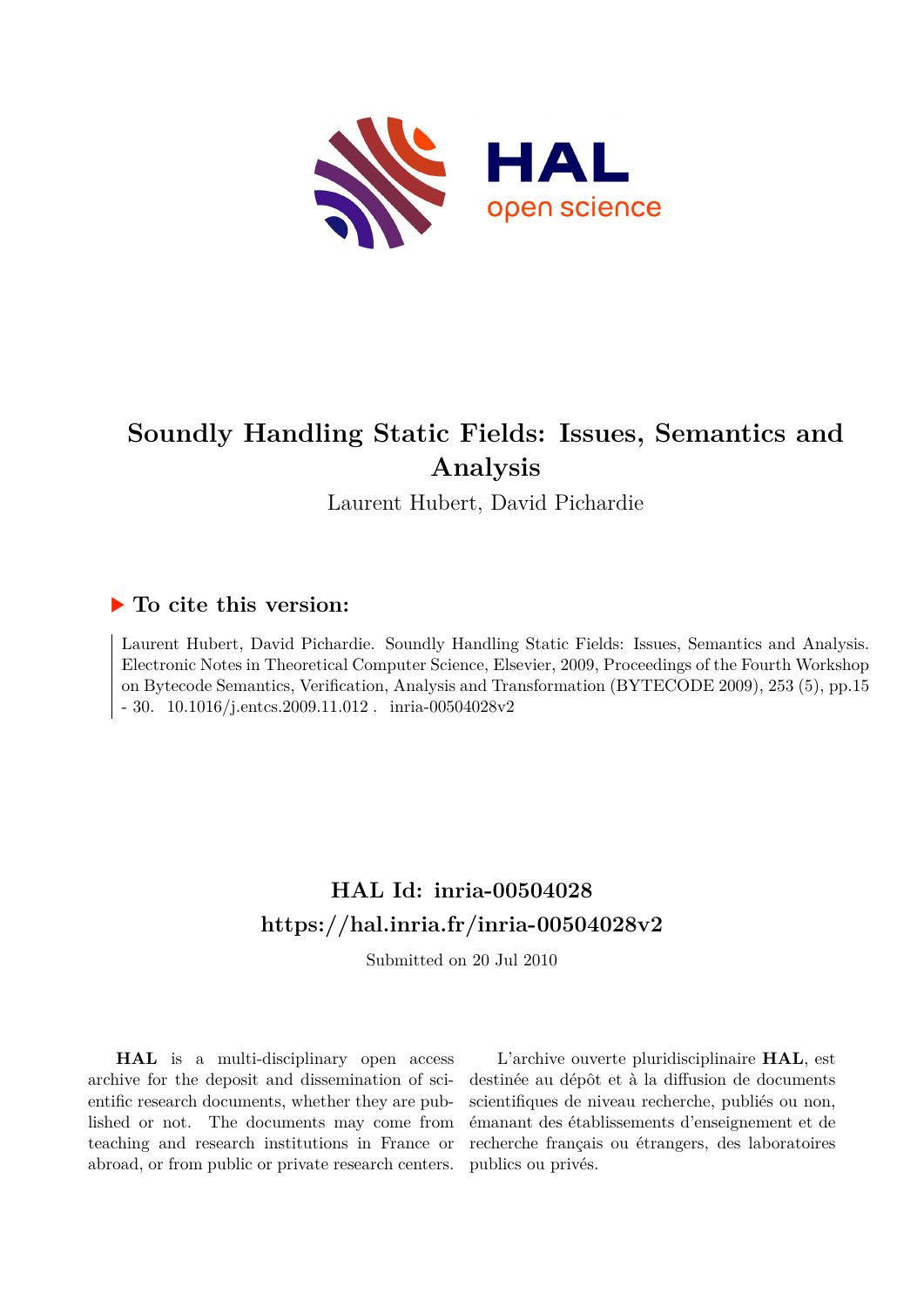# Soundly Handling Static Fields: Issues, Semantics and Analysis

Laurent Hubert, David Pichardie

## ▶ To cite this version:

Laurent Hubert, David Pichardie. Soundly Handling Static Fields: Issues, Semantics and Analysis. Electronic Notes in Theoretical Computer Science, Elsevier, 2009, Proceedings of the Fourth Workshop on Bytecode Semantics, Verification, Analysis and Transformation (BYTECODE 2009), 253 (5), pp.15 - 30. 10.1016/j.entcs.2009.11.012 . inria-00504028v2

## HAL Id: inria-00504028
## https://hal.inria.fr/inria-00504028v2

Submitted on 20 Jul 2010

**HAL** is a multi-disciplinary open access archive for the deposit and dissemination of scientific research documents, whether they are published or not. The documents may come from teaching and research institutions in France or abroad, or from public or private research centers.

L'archive ouverte pluridisciplinaire **HAL**, est destinée au dépôt et à la diffusion de documents scientifiques de niveau recherche, publiés ou non, émanant des établissements d'enseignement et de recherche français ou étrangers, des laboratoires publics ou privés.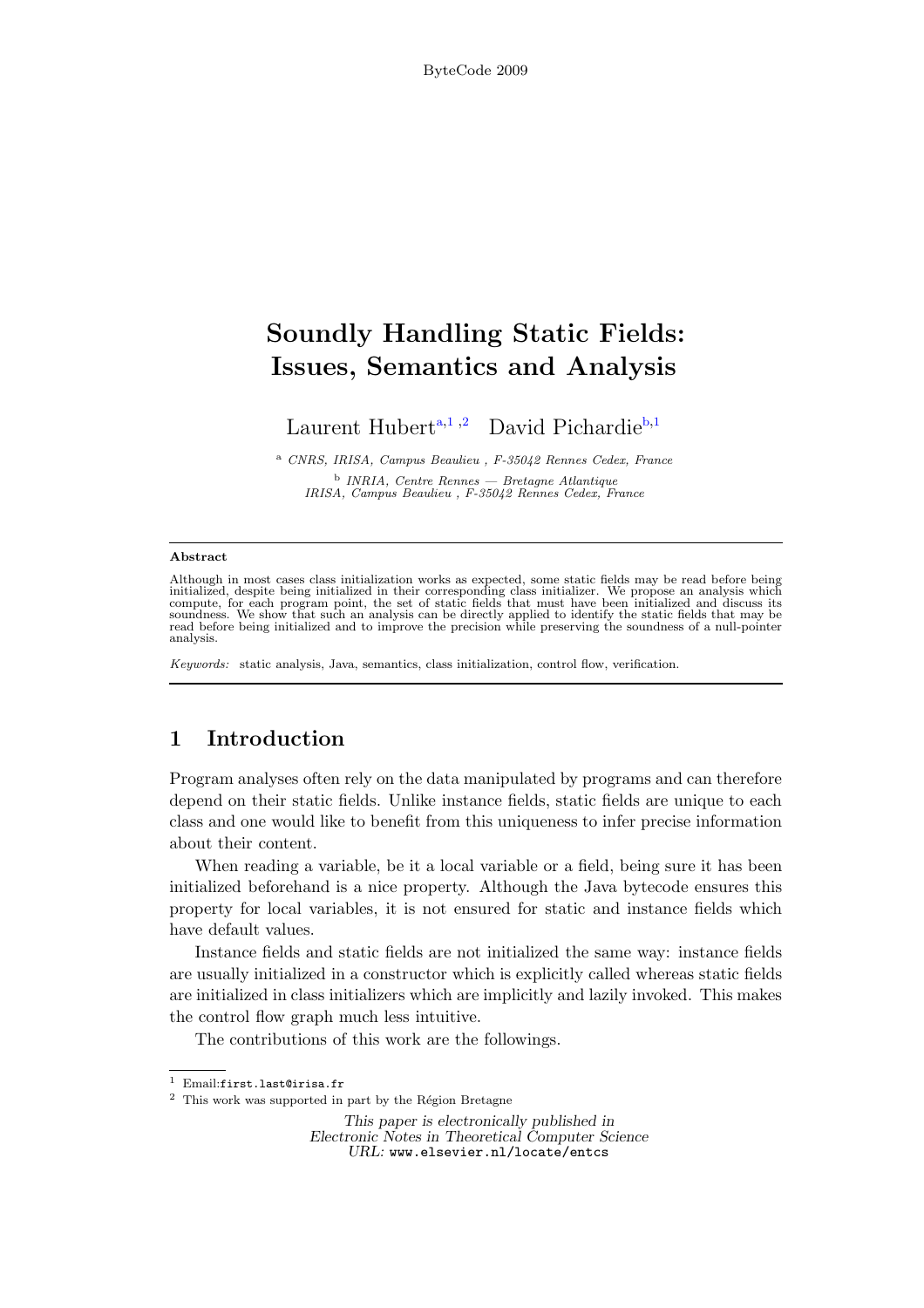ByteCode 2009

# Soundly Handling Static Fields: Issues, Semantics and Analysis

Laurent Hubert[a,1,2] David Pichardie[b,1]

[a] *CNRS, IRISA, Campus Beaulieu , F-35042 Rennes Cedex, France*

[b] *INRIA, Centre Rennes — Bretagne Atlantique IRISA, Campus Beaulieu , F-35042 Rennes Cedex, France*

---

**Abstract**

Although in most cases class initialization works as expected, some static fields may be read before being initialized, despite being initialized in their corresponding class initializer. We propose an analysis which compute, for each program point, the set of static fields that must have been initialized and discuss its soundness. We show that such an analysis can be directly applied to identify the static fields that may be read before being initialized and to improve the precision while preserving the soundness of a null-pointer analysis.

*Keywords:* static analysis, Java, semantics, class initialization, control flow, verification.

---

## 1 Introduction

Program analyses often rely on the data manipulated by programs and can therefore depend on their static fields. Unlike instance fields, static fields are unique to each class and one would like to benefit from this uniqueness to infer precise information about their content.

When reading a variable, be it a local variable or a field, being sure it has been initialized beforehand is a nice property. Although the Java bytecode ensures this property for local variables, it is not ensured for static and instance fields which have default values.

Instance fields and static fields are not initialized the same way: instance fields are usually initialized in a constructor which is explicitly called whereas static fields are initialized in class initializers which are implicitly and lazily invoked. This makes the control flow graph much less intuitive.

The contributions of this work are the followings.

---

[1] Email: `first.last@irisa.fr`

[2] This work was supported in part by the Région Bretagne

*This paper is electronically published in Electronic Notes in Theoretical Computer Science URL:* `www.elsevier.nl/locate/entcs`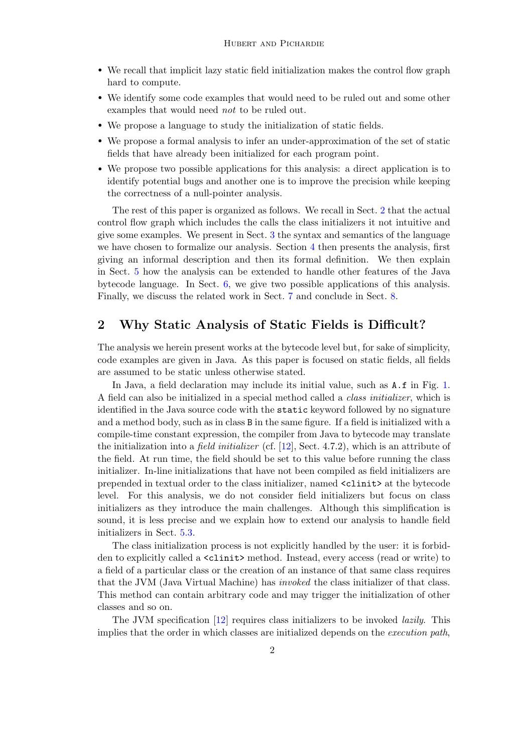- We recall that implicit lazy static field initialization makes the control flow graph hard to compute.
- We identify some code examples that would need to be ruled out and some other examples that would need *not* to be ruled out.
- We propose a language to study the initialization of static fields.
- We propose a formal analysis to infer an under-approximation of the set of static fields that have already been initialized for each program point.
- We propose two possible applications for this analysis: a direct application is to identify potential bugs and another one is to improve the precision while keeping the correctness of a null-pointer analysis.

The rest of this paper is organized as follows. We recall in Sect. 2 that the actual control flow graph which includes the calls the class initializers it not intuitive and give some examples. We present in Sect. 3 the syntax and semantics of the language we have chosen to formalize our analysis. Section 4 then presents the analysis, first giving an informal description and then its formal definition. We then explain in Sect. 5 how the analysis can be extended to handle other features of the Java bytecode language. In Sect. 6, we give two possible applications of this analysis. Finally, we discuss the related work in Sect. 7 and conclude in Sect. 8.

## 2 Why Static Analysis of Static Fields is Difficult?

The analysis we herein present works at the bytecode level but, for sake of simplicity, code examples are given in Java. As this paper is focused on static fields, all fields are assumed to be static unless otherwise stated.

In Java, a field declaration may include its initial value, such as `A.f` in Fig. 1. A field can also be initialized in a special method called a *class initializer*, which is identified in the Java source code with the `static` keyword followed by no signature and a method body, such as in class `B` in the same figure. If a field is initialized with a compile-time constant expression, the compiler from Java to bytecode may translate the initialization into a *field initializer* (cf. [12], Sect. 4.7.2), which is an attribute of the field. At run time, the field should be set to this value before running the class initializer. In-line initializations that have not been compiled as field initializers are prepended in textual order to the class initializer, named `<clinit>` at the bytecode level. For this analysis, we do not consider field initializers but focus on class initializers as they introduce the main challenges. Although this simplification is sound, it is less precise and we explain how to extend our analysis to handle field initializers in Sect. 5.3.

The class initialization process is not explicitly handled by the user: it is forbidden to explicitly called a `<clinit>` method. Instead, every access (read or write) to a field of a particular class or the creation of an instance of that same class requires that the JVM (Java Virtual Machine) has *invoked* the class initializer of that class. This method can contain arbitrary code and may trigger the initialization of other classes and so on.

The JVM specification [12] requires class initializers to be invoked *lazily*. This implies that the order in which classes are initialized depends on the *execution path*,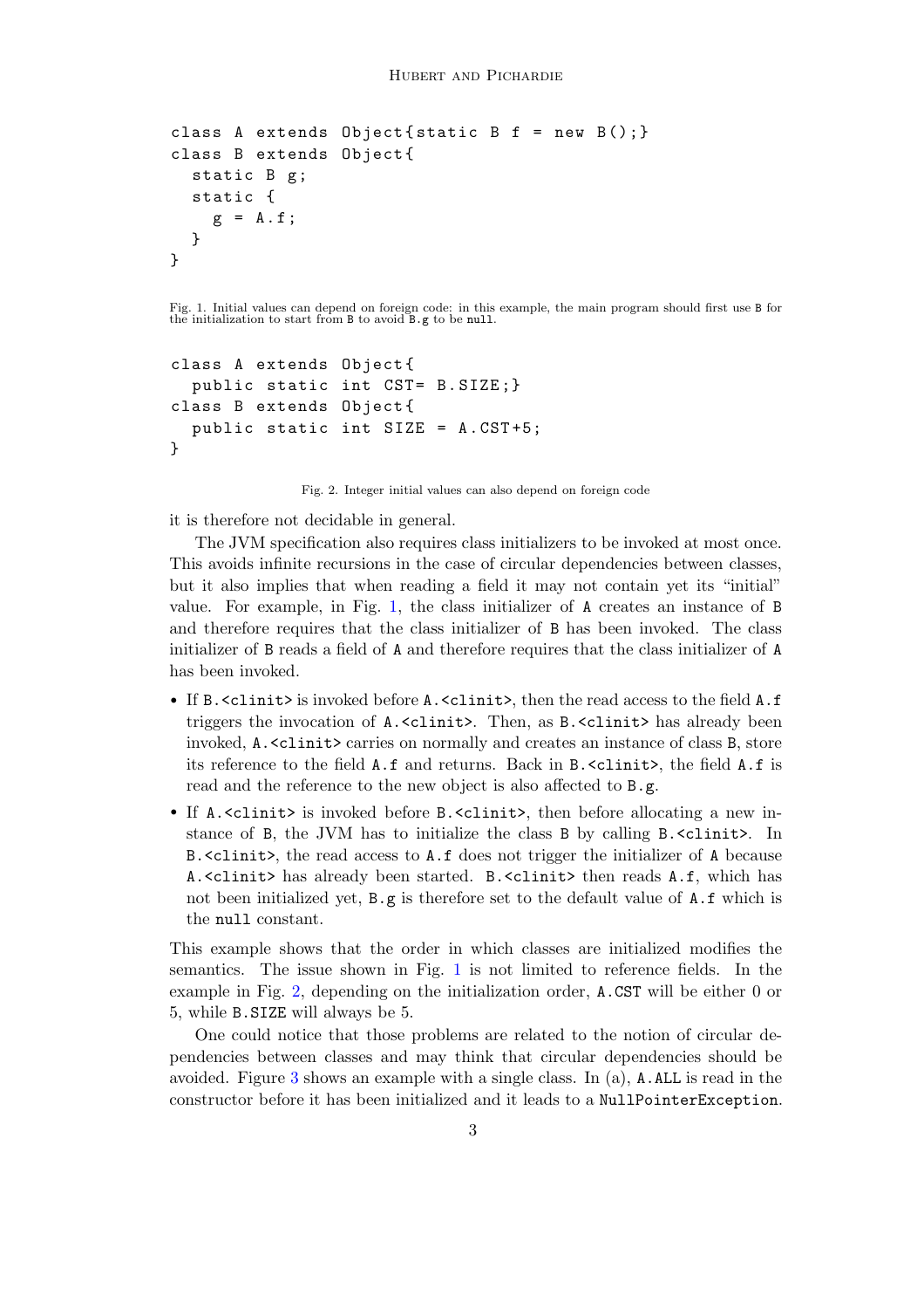```
class A extends Object{static B f = new B();}
class B extends Object{
  static B g;
  static {
    g = A.f;
  }
}
```

Fig. 1. Initial values can depend on foreign code: in this example, the main program should first use `B` for the initialization to start from `B` to avoid `B.g` to be `null`.

```
class A extends Object{
  public static int CST= B.SIZE;}
class B extends Object{
  public static int SIZE = A.CST+5;
}
```

Fig. 2. Integer initial values can also depend on foreign code

it is therefore not decidable in general.

The JVM specification also requires class initializers to be invoked at most once. This avoids infinite recursions in the case of circular dependencies between classes, but it also implies that when reading a field it may not contain yet its "initial" value. For example, in Fig. 1, the class initializer of `A` creates an instance of `B` and therefore requires that the class initializer of `B` has been invoked. The class initializer of `B` reads a field of `A` and therefore requires that the class initializer of `A` has been invoked.

- If `B.<clinit>` is invoked before `A.<clinit>`, then the read access to the field `A.f` triggers the invocation of `A.<clinit>`. Then, as `B.<clinit>` has already been invoked, `A.<clinit>` carries on normally and creates an instance of class `B`, store its reference to the field `A.f` and returns. Back in `B.<clinit>`, the field `A.f` is read and the reference to the new object is also affected to `B.g`.
- If `A.<clinit>` is invoked before `B.<clinit>`, then before allocating a new instance of `B`, the JVM has to initialize the class `B` by calling `B.<clinit>`. In `B.<clinit>`, the read access to `A.f` does not trigger the initializer of `A` because `A.<clinit>` has already been started. `B.<clinit>` then reads `A.f`, which has not been initialized yet, `B.g` is therefore set to the default value of `A.f` which is the `null` constant.

This example shows that the order in which classes are initialized modifies the semantics. The issue shown in Fig. 1 is not limited to reference fields. In the example in Fig. 2, depending on the initialization order, `A.CST` will be either 0 or 5, while `B.SIZE` will always be 5.

One could notice that those problems are related to the notion of circular dependencies between classes and may think that circular dependencies should be avoided. Figure 3 shows an example with a single class. In (a), `A.ALL` is read in the constructor before it has been initialized and it leads to a `NullPointerException`.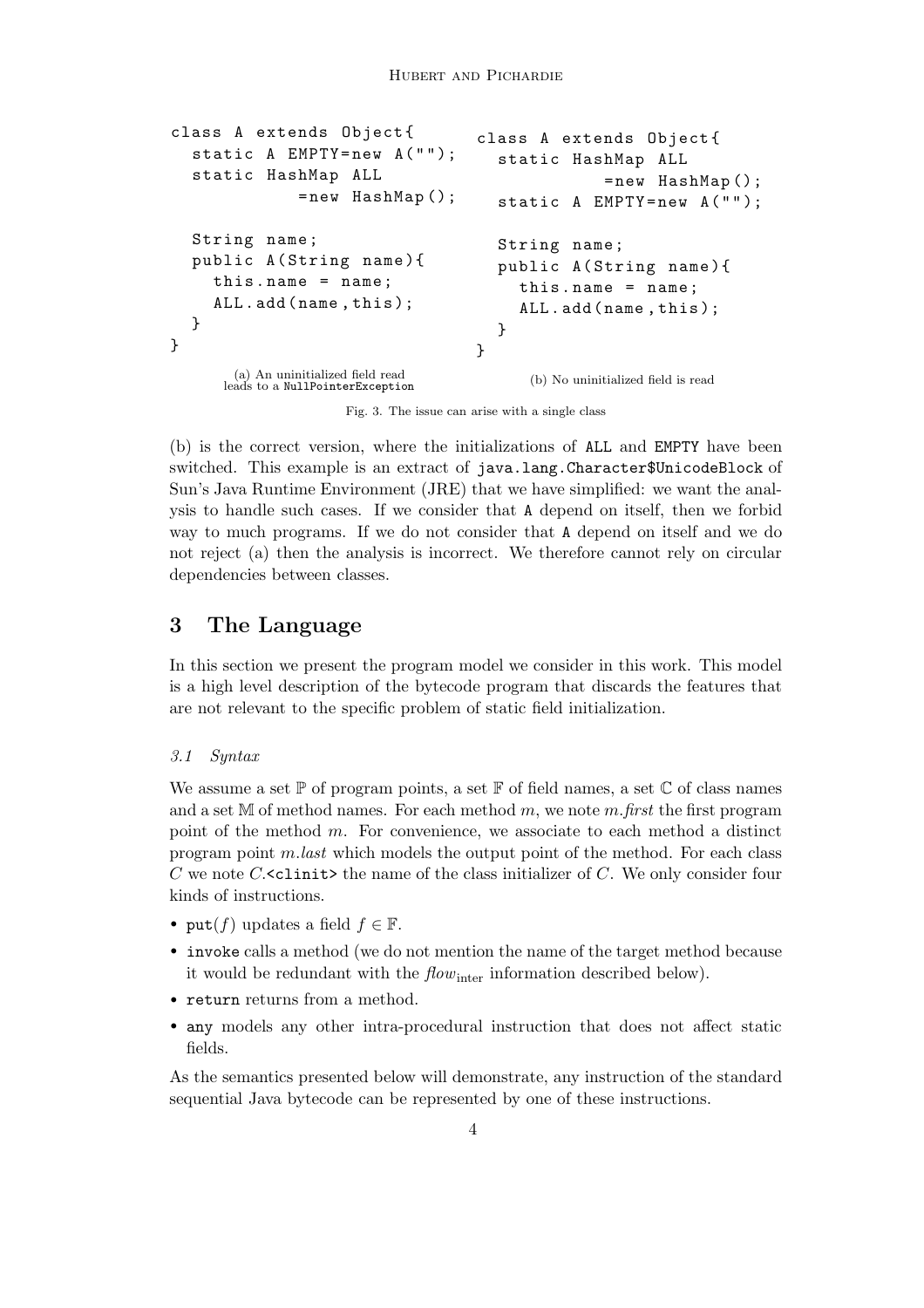```
class A extends Object{
  static A EMPTY=new A("");
  static HashMap ALL
            =new HashMap();

  String name;
  public A(String name){
    this.name = name;
    ALL.add(name,this);
  }
}
```

(a) An uninitialized field read leads to a `NullPointerException`

```
class A extends Object{
  static HashMap ALL
            =new HashMap();
  static A EMPTY=new A("");

  String name;
  public A(String name){
    this.name = name;
    ALL.add(name,this);
  }
}
```

(b) No uninitialized field is read

Fig. 3. The issue can arise with a single class

(b) is the correct version, where the initializations of `ALL` and `EMPTY` have been switched. This example is an extract of `java.lang.Character$UnicodeBlock` of Sun's Java Runtime Environment (JRE) that we have simplified: we want the analysis to handle such cases. If we consider that `A` depend on itself, then we forbid way to much programs. If we do not consider that `A` depend on itself and we do not reject (a) then the analysis is incorrect. We therefore cannot rely on circular dependencies between classes.

## 3 The Language

In this section we present the program model we consider in this work. This model is a high level description of the bytecode program that discards the features that are not relevant to the specific problem of static field initialization.

### 3.1 Syntax

We assume a set $\mathbb{P}$ of program points, a set $\mathbb{F}$ of field names, a set $\mathbb{C}$ of class names and a set $\mathbb{M}$ of method names. For each method $m$, we note $m.\mathit{first}$ the first program point of the method $m$. For convenience, we associate to each method a distinct program point $m.\mathit{last}$ which models the output point of the method. For each class $C$ we note $C$.`<clinit>` the name of the class initializer of $C$. We only consider four kinds of instructions.

- `put`$(f)$ updates a field $f \in \mathbb{F}$.
- `invoke` calls a method (we do not mention the name of the target method because it would be redundant with the $\mathit{flow}_{\mathrm{inter}}$ information described below).
- `return` returns from a method.
- `any` models any other intra-procedural instruction that does not affect static fields.

As the semantics presented below will demonstrate, any instruction of the standard sequential Java bytecode can be represented by one of these instructions.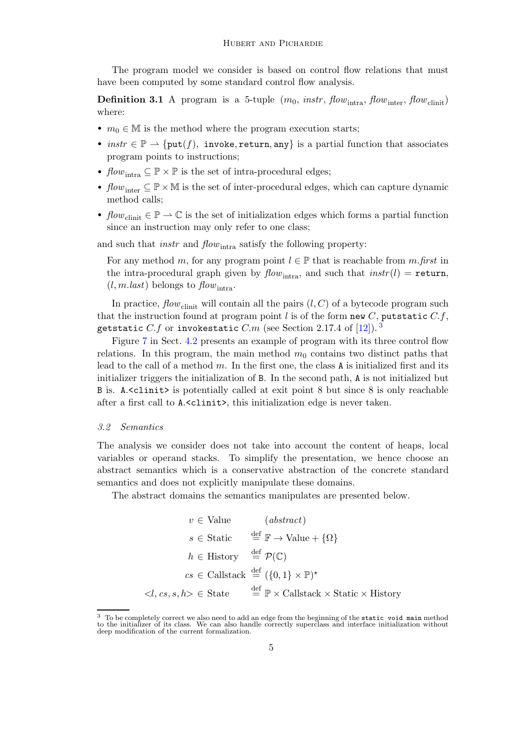The program model we consider is based on control flow relations that must have been computed by some standard control flow analysis.

**Definition 3.1** A program is a 5-tuple $(m_0, \mathit{instr}, \mathit{flow}_{\text{intra}}, \mathit{flow}_{\text{inter}}, \mathit{flow}_{\text{clinit}})$ where:

- $m_0 \in \mathbb{M}$ is the method where the program execution starts;
- $\mathit{instr} \in \mathbb{P} \rightharpoonup \{\texttt{put}(f),\ \texttt{invoke}, \texttt{return}, \texttt{any}\}$ is a partial function that associates program points to instructions;
- $\mathit{flow}_{\text{intra}} \subseteq \mathbb{P} \times \mathbb{P}$ is the set of intra-procedural edges;
- $\mathit{flow}_{\text{inter}} \subseteq \mathbb{P} \times \mathbb{M}$ is the set of inter-procedural edges, which can capture dynamic method calls;
- $\mathit{flow}_{\text{clinit}} \in \mathbb{P} \rightharpoonup \mathbb{C}$ is the set of initialization edges which forms a partial function since an instruction may only refer to one class;

and such that $\mathit{instr}$ and $\mathit{flow}_{\text{intra}}$ satisfy the following property:

> For any method $m$, for any program point $l \in \mathbb{P}$ that is reachable from $m.\mathit{first}$ in the intra-procedural graph given by $\mathit{flow}_{\text{intra}}$, and such that $\mathit{instr}(l) = \texttt{return}$, $(l, m.\mathit{last})$ belongs to $\mathit{flow}_{\text{intra}}$.

In practice, $\mathit{flow}_{\text{clinit}}$ will contain all the pairs $(l, C)$ of a bytecode program such that the instruction found at program point $l$ is of the form `new` $C$, `putstatic` $C.f$, `getstatic` $C.f$ or `invokestatic` $C.m$ (see Section 2.17.4 of [12]).[3]

Figure 7 in Sect. 4.2 presents an example of program with its three control flow relations. In this program, the main method $m_0$ contains two distinct paths that lead to the call of a method $m$. In the first one, the class `A` is initialized first and its initializer triggers the initialization of `B`. In the second path, `A` is not initialized but `B` is. `A.<clinit>` is potentially called at exit point 8 but since 8 is only reachable after a first call to `A.<clinit>`, this initialization edge is never taken.

### 3.2 Semantics

The analysis we consider does not take into account the content of heaps, local variables or operand stacks. To simplify the presentation, we hence choose an abstract semantics which is a conservative abstraction of the concrete standard semantics and does not explicitly manipulate these domains.

The abstract domains the semantics manipulates are presented below.

$$
\begin{array}{rcl}
v \in \text{Value} & & (\mathit{abstract}) \\
s \in \text{Static} & \stackrel{\text{def}}{=} & \mathbb{F} \to \text{Value} + \{\Omega\} \\
h \in \text{History} & \stackrel{\text{def}}{=} & \mathcal{P}(\mathbb{C}) \\
\mathit{cs} \in \text{Callstack} & \stackrel{\text{def}}{=} & (\{0,1\} \times \mathbb{P})^\star \\
<l, \mathit{cs}, s, h> \in \text{State} & \stackrel{\text{def}}{=} & \mathbb{P} \times \text{Callstack} \times \text{Static} \times \text{History}
\end{array}
$$

[3] To be completely correct we also need to add an edge from the beginning of the `static void main` method to the initializer of its class. We can also handle correctly superclass and interface initialization without deep modification of the current formalization.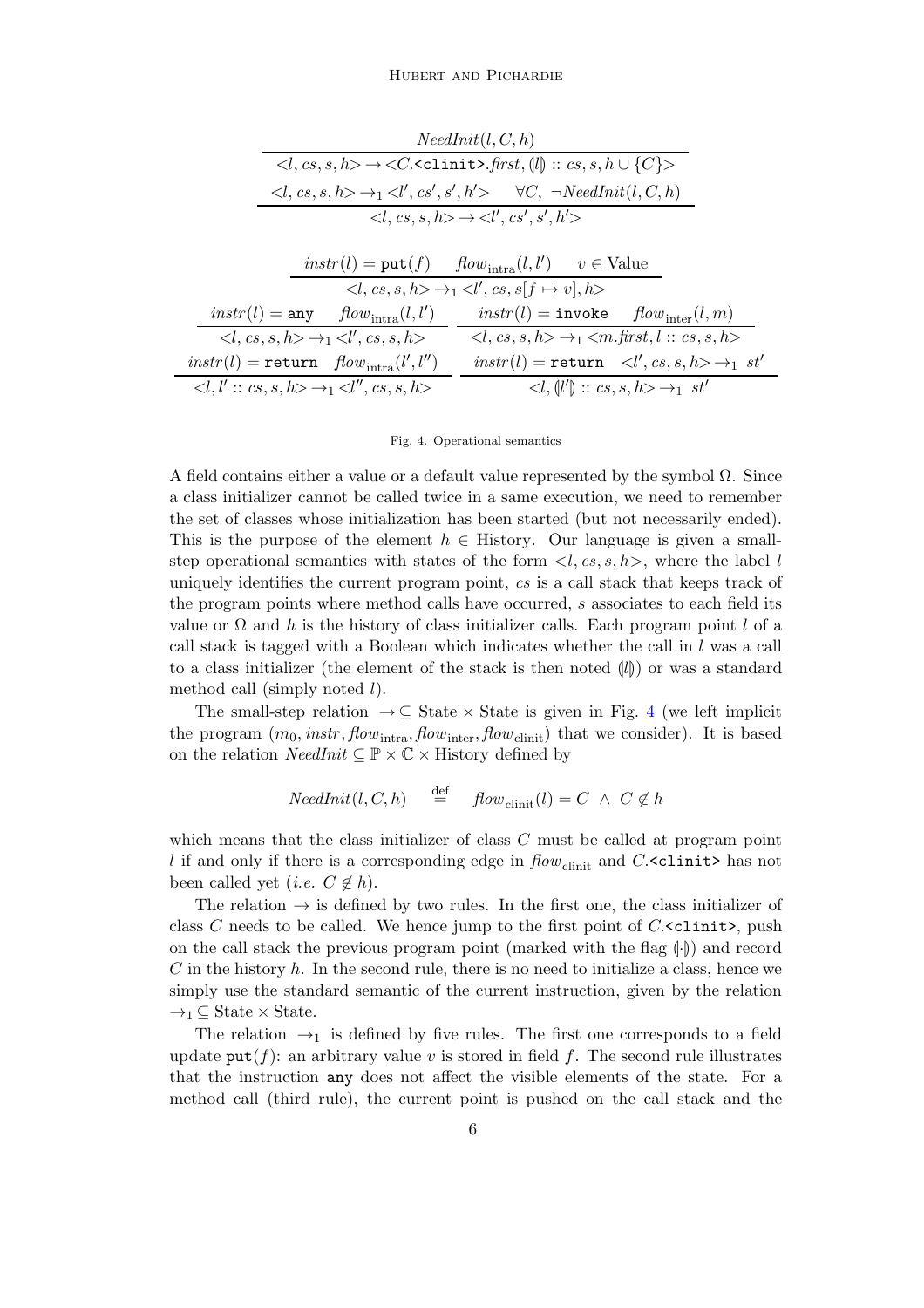$$\frac{NeedInit(l, C, h)}{<l, cs, s, h> \rightarrow <C.\texttt{<clinit>}.first, (\!|l|\!) :: cs, s, h \cup \{C\}>}$$

$$\frac{<l, cs, s, h> \rightarrow_1 <l', cs', s', h'> \quad \forall C,\ \neg NeedInit(l, C, h)}{<l, cs, s, h> \rightarrow <l', cs', s', h'>}$$

$$\frac{instr(l) = \texttt{put}(f) \quad flow_{\text{intra}}(l, l') \quad v \in \text{Value}}{<l, cs, s, h> \rightarrow_1 <l', cs, s[f \mapsto v], h>}$$

$$\frac{instr(l) = \texttt{any} \quad flow_{\text{intra}}(l, l')}{<l, cs, s, h> \rightarrow_1 <l', cs, s, h>} \qquad \frac{instr(l) = \texttt{invoke} \quad flow_{\text{inter}}(l, m)}{<l, cs, s, h> \rightarrow_1 <m.first, l :: cs, s, h>}$$

$$\frac{instr(l) = \texttt{return} \quad flow_{\text{intra}}(l', l'')}{<l, l' :: cs, s, h> \rightarrow_1 <l'', cs, s, h>} \qquad \frac{instr(l) = \texttt{return} \quad <l', cs, s, h> \rightarrow_1 st'}{<l, (\!|l'|\!) :: cs, s, h> \rightarrow_1 st'}$$

Fig. 4. Operational semantics

A field contains either a value or a default value represented by the symbol $\Omega$. Since a class initializer cannot be called twice in a same execution, we need to remember the set of classes whose initialization has been started (but not necessarily ended). This is the purpose of the element $h \in$ History. Our language is given a small-step operational semantics with states of the form $<l, cs, s, h>$, where the label $l$ uniquely identifies the current program point, $cs$ is a call stack that keeps track of the program points where method calls have occurred, $s$ associates to each field its value or $\Omega$ and $h$ is the history of class initializer calls. Each program point $l$ of a call stack is tagged with a Boolean which indicates whether the call in $l$ was a call to a class initializer (the element of the stack is then noted $(\!|l|\!)$) or was a standard method call (simply noted $l$).

The small-step relation $\rightarrow \subseteq$ State $\times$ State is given in Fig. 4 (we left implicit the program $(m_0, instr, flow_{\text{intra}}, flow_{\text{inter}}, flow_{\text{clinit}})$ that we consider). It is based on the relation $NeedInit \subseteq \mathbb{P} \times \mathbb{C} \times$ History defined by

$$NeedInit(l, C, h) \quad \stackrel{\text{def}}{=} \quad flow_{\text{clinit}}(l) = C \ \wedge \ C \notin h$$

which means that the class initializer of class $C$ must be called at program point $l$ if and only if there is a corresponding edge in $flow_{\text{clinit}}$ and $C$.`<clinit>` has not been called yet (*i.e.* $C \notin h$).

The relation $\rightarrow$ is defined by two rules. In the first one, the class initializer of class $C$ needs to be called. We hence jump to the first point of $C$.`<clinit>`, push on the call stack the previous program point (marked with the flag $(\!|\cdot|\!)$) and record $C$ in the history $h$. In the second rule, there is no need to initialize a class, hence we simply use the standard semantic of the current instruction, given by the relation $\rightarrow_1 \subseteq$ State $\times$ State.

The relation $\rightarrow_1$ is defined by five rules. The first one corresponds to a field update `put`$(f)$: an arbitrary value $v$ is stored in field $f$. The second rule illustrates that the instruction `any` does not affect the visible elements of the state. For a method call (third rule), the current point is pushed on the call stack and the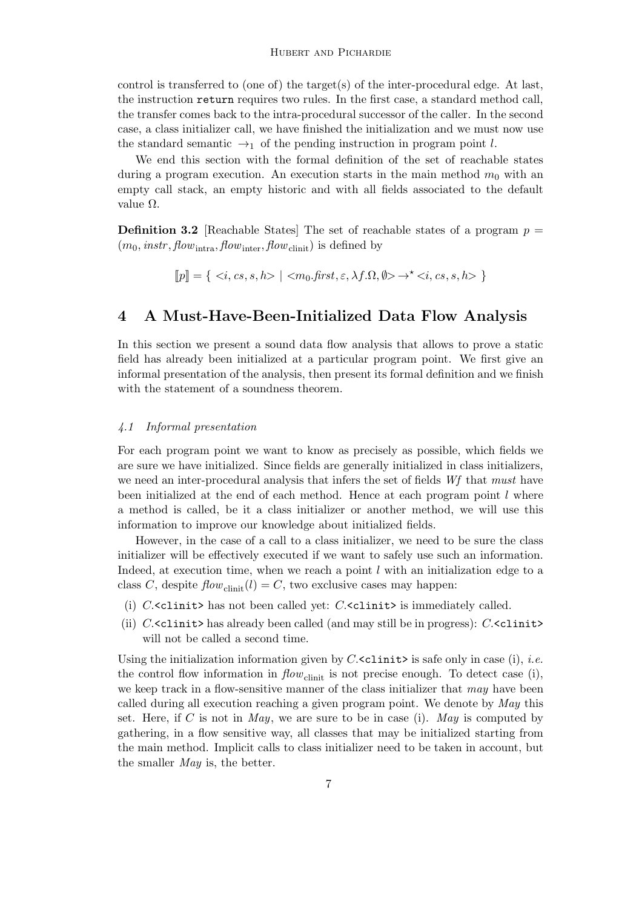control is transferred to (one of) the target(s) of the inter-procedural edge. At last, the instruction `return` requires two rules. In the first case, a standard method call, the transfer comes back to the intra-procedural successor of the caller. In the second case, a class initializer call, we have finished the initialization and we must now use the standard semantic $\rightarrow_1$ of the pending instruction in program point $l$.

We end this section with the formal definition of the set of reachable states during a program execution. An execution starts in the main method $m_0$ with an empty call stack, an empty historic and with all fields associated to the default value $\Omega$.

**Definition 3.2** [Reachable States] The set of reachable states of a program $p = (m_0, instr, flow_{\text{intra}}, flow_{\text{inter}}, flow_{\text{clinit}})$ is defined by

$$[\![p]\!] = \{ <i, cs, s, h> \mid <m_0.first, \varepsilon, \lambda f.\Omega, \emptyset> \rightarrow^\star <i, cs, s, h> \}$$

## 4 A Must-Have-Been-Initialized Data Flow Analysis

In this section we present a sound data flow analysis that allows to prove a static field has already been initialized at a particular program point. We first give an informal presentation of the analysis, then present its formal definition and we finish with the statement of a soundness theorem.

### *4.1 Informal presentation*

For each program point we want to know as precisely as possible, which fields we are sure we have initialized. Since fields are generally initialized in class initializers, we need an inter-procedural analysis that infers the set of fields *Wf* that *must* have been initialized at the end of each method. Hence at each program point $l$ where a method is called, be it a class initializer or another method, we will use this information to improve our knowledge about initialized fields.

However, in the case of a call to a class initializer, we need to be sure the class initializer will be effectively executed if we want to safely use such an information. Indeed, at execution time, when we reach a point $l$ with an initialization edge to a class $C$, despite $flow_{\text{clinit}}(l) = C$, two exclusive cases may happen:

- (i) $C$.`<clinit>` has not been called yet: $C$.`<clinit>` is immediately called.
- (ii) $C$.`<clinit>` has already been called (and may still be in progress): $C$.`<clinit>` will not be called a second time.

Using the initialization information given by $C$.`<clinit>` is safe only in case (i), *i.e.* the control flow information in $flow_{\text{clinit}}$ is not precise enough. To detect case (i), we keep track in a flow-sensitive manner of the class initializer that *may* have been called during all execution reaching a given program point. We denote by *May* this set. Here, if $C$ is not in *May*, we are sure to be in case (i). *May* is computed by gathering, in a flow sensitive way, all classes that may be initialized starting from the main method. Implicit calls to class initializer need to be taken in account, but the smaller *May* is, the better.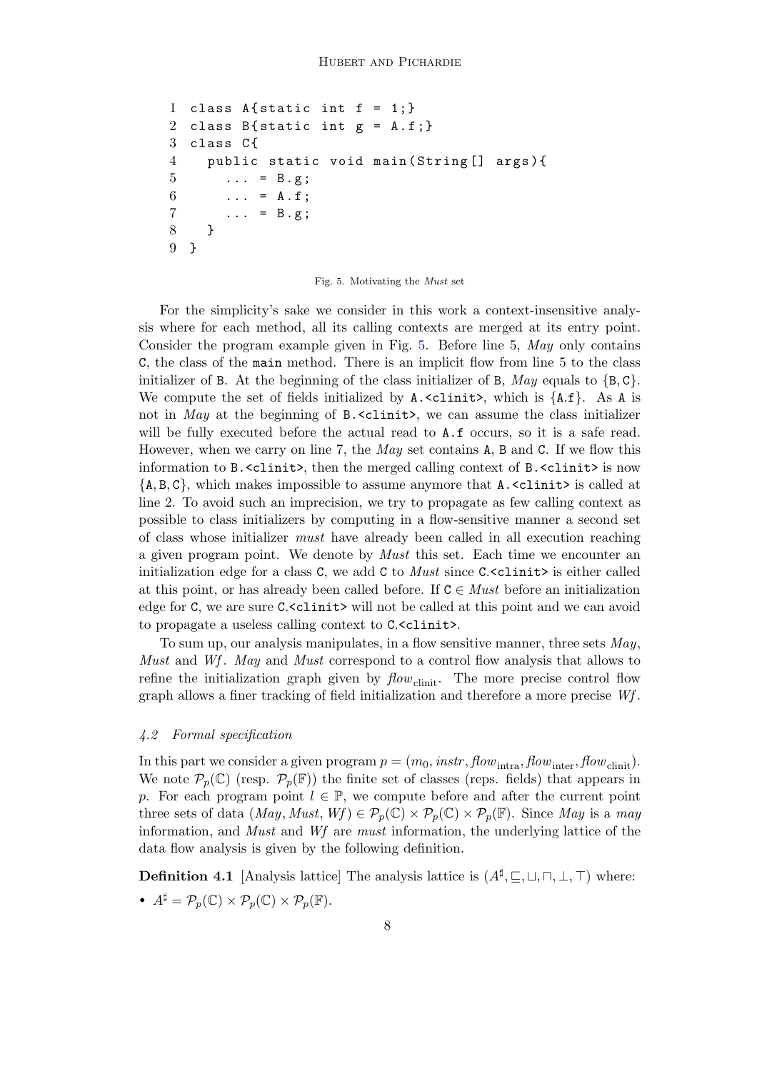```
1 class A{static int f = 1;}
2 class B{static int g = A.f;}
3 class C{
4   public static void main(String[] args){
5     ... = B.g;
6     ... = A.f;
7     ... = B.g;
8   }
9 }
```

Fig. 5. Motivating the *Must* set

For the simplicity's sake we consider in this work a context-insensitive analysis where for each method, all its calling contexts are merged at its entry point. Consider the program example given in Fig. 5. Before line 5, *May* only contains C, the class of the main method. There is an implicit flow from line 5 to the class initializer of B. At the beginning of the class initializer of B, *May* equals to $\{B, C\}$. We compute the set of fields initialized by A.<clinit>, which is $\{A.f\}$. As A is not in *May* at the beginning of B.<clinit>, we can assume the class initializer will be fully executed before the actual read to A.f occurs, so it is a safe read. However, when we carry on line 7, the *May* set contains A, B and C. If we flow this information to B.<clinit>, then the merged calling context of B.<clinit> is now $\{A, B, C\}$, which makes impossible to assume anymore that A.<clinit> is called at line 2. To avoid such an imprecision, we try to propagate as few calling context as possible to class initializers by computing in a flow-sensitive manner a second set of class whose initializer *must* have already been called in all execution reaching a given program point. We denote by *Must* this set. Each time we encounter an initialization edge for a class C, we add C to *Must* since C.<clinit> is either called at this point, or has already been called before. If $C \in Must$ before an initialization edge for C, we are sure C.<clinit> will not be called at this point and we can avoid to propagate a useless calling context to C.<clinit>.

To sum up, our analysis manipulates, in a flow sensitive manner, three sets *May*, *Must* and *Wf*. *May* and *Must* correspond to a control flow analysis that allows to refine the initialization graph given by $flow_{\text{clinit}}$. The more precise control flow graph allows a finer tracking of field initialization and therefore a more precise *Wf*.

### 4.2 Formal specification

In this part we consider a given program $p = (m_0, instr, flow_{\text{intra}}, flow_{\text{inter}}, flow_{\text{clinit}})$. We note $\mathcal{P}_p(\mathbb{C})$ (resp. $\mathcal{P}_p(\mathbb{F})$) the finite set of classes (reps. fields) that appears in $p$. For each program point $l \in \mathbb{P}$, we compute before and after the current point three sets of data $(May, Must, Wf) \in \mathcal{P}_p(\mathbb{C}) \times \mathcal{P}_p(\mathbb{C}) \times \mathcal{P}_p(\mathbb{F})$. Since *May* is a *may* information, and *Must* and *Wf* are *must* information, the underlying lattice of the data flow analysis is given by the following definition.

**Definition 4.1** [Analysis lattice] The analysis lattice is $(A^\sharp, \sqsubseteq, \sqcup, \sqcap, \bot, \top)$ where:

- $A^\sharp = \mathcal{P}_p(\mathbb{C}) \times \mathcal{P}_p(\mathbb{C}) \times \mathcal{P}_p(\mathbb{F})$.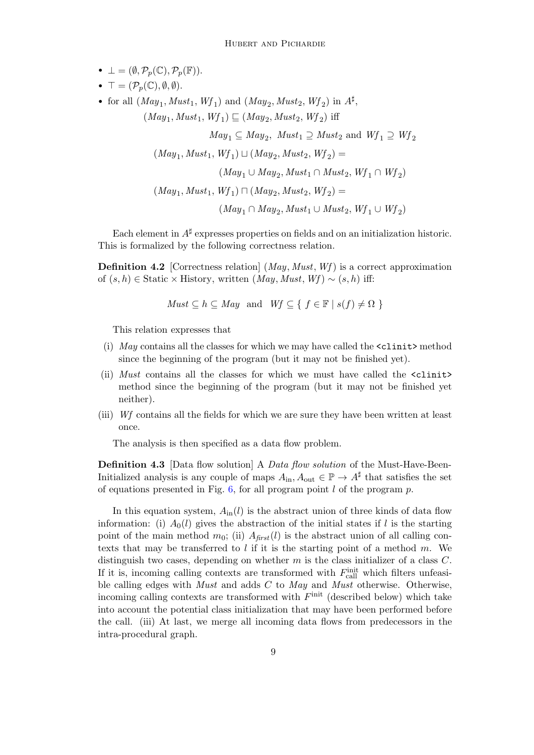- $\bot = (\emptyset, \mathcal{P}_p(\mathbb{C}), \mathcal{P}_p(\mathbb{F}))$.
- $\top = (\mathcal{P}_p(\mathbb{C}), \emptyset, \emptyset)$.
- for all $(May_1, Must_1, Wf_1)$ and $(May_2, Must_2, Wf_2)$ in $A^\sharp$,

$$(May_1, Must_1, Wf_1) \sqsubseteq (May_2, Must_2, Wf_2) \text{ iff}$$

$$May_1 \subseteq May_2,\ Must_1 \supseteq Must_2 \text{ and } Wf_1 \supseteq Wf_2$$

$$(May_1, Must_1, Wf_1) \sqcup (May_2, Must_2, Wf_2) =$$

$$(May_1 \cup May_2, Must_1 \cap Must_2, Wf_1 \cap Wf_2)$$

$$(May_1, Must_1, Wf_1) \sqcap (May_2, Must_2, Wf_2) =$$

$$(May_1 \cap May_2, Must_1 \cup Must_2, Wf_1 \cup Wf_2)$$

Each element in $A^\sharp$ expresses properties on fields and on an initialization historic. This is formalized by the following correctness relation.

**Definition 4.2** [Correctness relation] $(May, Must, Wf)$ is a correct approximation of $(s, h) \in \text{Static} \times \text{History}$, written $(May, Must, Wf) \sim (s, h)$ iff:

$$Must \subseteq h \subseteq May \quad \text{and} \quad Wf \subseteq \{\ f \in \mathbb{F} \mid s(f) \neq \Omega\ \}$$

This relation expresses that

(i) *May* contains all the classes for which we may have called the `<clinit>` method since the beginning of the program (but it may not be finished yet).

(ii) *Must* contains all the classes for which we must have called the `<clinit>` method since the beginning of the program (but it may not be finished yet neither).

(iii) *Wf* contains all the fields for which we are sure they have been written at least once.

The analysis is then specified as a data flow problem.

**Definition 4.3** [Data flow solution] A *Data flow solution* of the Must-Have-Been-Initialized analysis is any couple of maps $A_{\text{in}}, A_{\text{out}} \in \mathbb{P} \to A^\sharp$ that satisfies the set of equations presented in Fig. 6, for all program point $l$ of the program $p$.

In this equation system, $A_{\text{in}}(l)$ is the abstract union of three kinds of data flow information: (i) $A_0(l)$ gives the abstraction of the initial states if $l$ is the starting point of the main method $m_0$; (ii) $A_{\mathit{first}}(l)$ is the abstract union of all calling contexts that may be transferred to $l$ if it is the starting point of a method $m$. We distinguish two cases, depending on whether $m$ is the class initializer of a class $C$. If it is, incoming calling contexts are transformed with $F^{\text{init}}_{\text{call}}$ which filters unfeasible calling edges with *Must* and adds $C$ to *May* and *Must* otherwise. Otherwise, incoming calling contexts are transformed with $F^{\text{init}}$ (described below) which take into account the potential class initialization that may have been performed before the call. (iii) At last, we merge all incoming data flows from predecessors in the intra-procedural graph.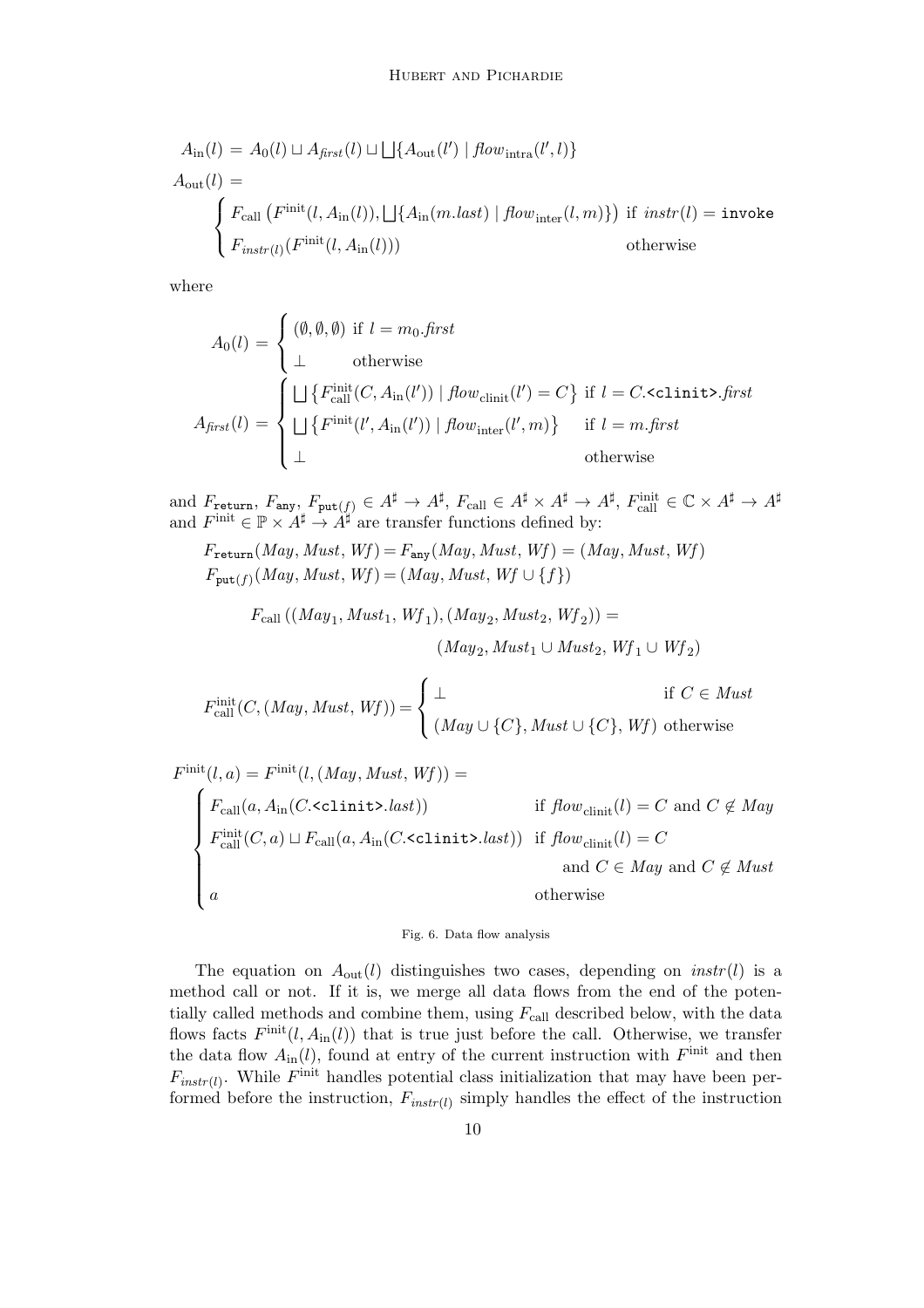$$A_{\text{in}}(l) = A_0(l) \sqcup A_{\mathit{first}}(l) \sqcup \bigsqcup\{A_{\text{out}}(l') \mid \mathit{flow}_{\text{intra}}(l', l)\}$$

$$A_{\text{out}}(l) = \begin{cases} F_{\text{call}}\left(F^{\text{init}}(l, A_{\text{in}}(l)), \bigsqcup\{A_{\text{in}}(m.\mathit{last}) \mid \mathit{flow}_{\text{inter}}(l, m)\}\right) & \text{if } \mathit{instr}(l) = \texttt{invoke} \\ F_{\mathit{instr}(l)}(F^{\text{init}}(l, A_{\text{in}}(l))) & \text{otherwise} \end{cases}$$

where

$$A_0(l) = \begin{cases} (\emptyset, \emptyset, \emptyset) & \text{if } l = m_0.\mathit{first} \\ \bot & \text{otherwise} \end{cases}$$

$$A_{\mathit{first}}(l) = \begin{cases} \bigsqcup\left\{F^{\text{init}}_{\text{call}}(C, A_{\text{in}}(l')) \mid \mathit{flow}_{\text{clinit}}(l') = C\right\} & \text{if } l = C.\texttt{<clinit>}.\mathit{first} \\ \bigsqcup\left\{F^{\text{init}}(l', A_{\text{in}}(l')) \mid \mathit{flow}_{\text{inter}}(l', m)\right\} & \text{if } l = m.\mathit{first} \\ \bot & \text{otherwise} \end{cases}$$

and $F_{\texttt{return}}$, $F_{\texttt{any}}$, $F_{\texttt{put}(f)} \in A^\sharp \to A^\sharp$, $F_{\text{call}} \in A^\sharp \times A^\sharp \to A^\sharp$, $F^{\text{init}}_{\text{call}} \in \mathbb{C} \times A^\sharp \to A^\sharp$ and $F^{\text{init}} \in \mathbb{P} \times A^\sharp \to A^\sharp$ are transfer functions defined by:

$$F_{\texttt{return}}(\mathit{May}, \mathit{Must}, \mathit{Wf}) = F_{\texttt{any}}(\mathit{May}, \mathit{Must}, \mathit{Wf}) = (\mathit{May}, \mathit{Must}, \mathit{Wf})$$
$$F_{\texttt{put}(f)}(\mathit{May}, \mathit{Must}, \mathit{Wf}) = (\mathit{May}, \mathit{Must}, \mathit{Wf} \cup \{f\})$$

$$F_{\text{call}}\left((\mathit{May}_1, \mathit{Must}_1, \mathit{Wf}_1), (\mathit{May}_2, \mathit{Must}_2, \mathit{Wf}_2)\right) = (\mathit{May}_2, \mathit{Must}_1 \cup \mathit{Must}_2, \mathit{Wf}_1 \cup \mathit{Wf}_2)$$

$$F^{\text{init}}_{\text{call}}(C, (\mathit{May}, \mathit{Must}, \mathit{Wf})) = \begin{cases} \bot & \text{if } C \in \mathit{Must} \\ (\mathit{May} \cup \{C\}, \mathit{Must} \cup \{C\}, \mathit{Wf}) & \text{otherwise} \end{cases}$$

$$F^{\text{init}}(l, a) = F^{\text{init}}(l, (\mathit{May}, \mathit{Must}, \mathit{Wf})) = \begin{cases} F_{\text{call}}(a, A_{\text{in}}(C.\texttt{<clinit>}.\mathit{last})) & \text{if } \mathit{flow}_{\text{clinit}}(l) = C \text{ and } C \notin \mathit{May} \\ F^{\text{init}}_{\text{call}}(C, a) \sqcup F_{\text{call}}(a, A_{\text{in}}(C.\texttt{<clinit>}.\mathit{last})) & \text{if } \mathit{flow}_{\text{clinit}}(l) = C \\ & \quad \text{and } C \in \mathit{May} \text{ and } C \notin \mathit{Must} \\ a & \text{otherwise} \end{cases}$$

Fig. 6. Data flow analysis

The equation on $A_{\text{out}}(l)$ distinguishes two cases, depending on $\mathit{instr}(l)$ is a method call or not. If it is, we merge all data flows from the end of the potentially called methods and combine them, using $F_{\text{call}}$ described below, with the data flows facts $F^{\text{init}}(l, A_{\text{in}}(l))$ that is true just before the call. Otherwise, we transfer the data flow $A_{\text{in}}(l)$, found at entry of the current instruction with $F^{\text{init}}$ and then $F_{\mathit{instr}(l)}$. While $F^{\text{init}}$ handles potential class initialization that may have been performed before the instruction, $F_{\mathit{instr}(l)}$ simply handles the effect of the instruction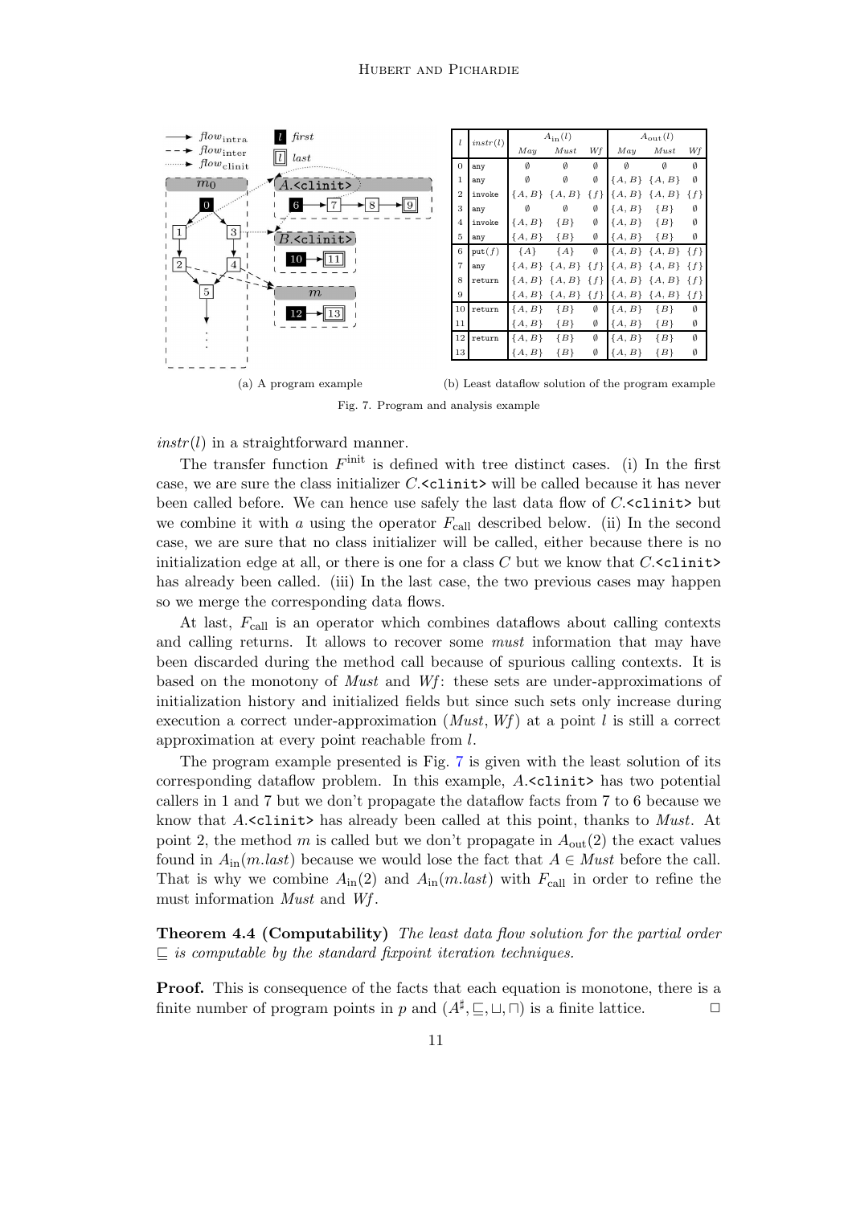| $l$ | $instr(l)$ | $A_{\text{in}}(l)$ | | | $A_{\text{out}}(l)$ | | |
|---|---|---|---|---|---|---|---|
| | | *May* | *Must* | *Wf* | *May* | *Must* | *Wf* |
| 0 | any | $\emptyset$ | $\emptyset$ | $\emptyset$ | $\emptyset$ | $\emptyset$ | $\emptyset$ |
| 1 | any | $\emptyset$ | $\emptyset$ | $\emptyset$ | $\{A,B\}$ | $\{A,B\}$ | $\emptyset$ |
| 2 | invoke | $\{A,B\}$ | $\{A,B\}$ | $\{f\}$ | $\{A,B\}$ | $\{A,B\}$ | $\{f\}$ |
| 3 | any | $\emptyset$ | $\emptyset$ | $\emptyset$ | $\{A,B\}$ | $\{B\}$ | $\emptyset$ |
| 4 | invoke | $\{A,B\}$ | $\{B\}$ | $\emptyset$ | $\{A,B\}$ | $\{B\}$ | $\emptyset$ |
| 5 | any | $\{A,B\}$ | $\{B\}$ | $\emptyset$ | $\{A,B\}$ | $\{B\}$ | $\emptyset$ |
| 6 | put($f$) | $\{A\}$ | $\{A\}$ | $\emptyset$ | $\{A,B\}$ | $\{A,B\}$ | $\{f\}$ |
| 7 | any | $\{A,B\}$ | $\{A,B\}$ | $\{f\}$ | $\{A,B\}$ | $\{A,B\}$ | $\{f\}$ |
| 8 | return | $\{A,B\}$ | $\{A,B\}$ | $\{f\}$ | $\{A,B\}$ | $\{A,B\}$ | $\{f\}$ |
| 9 | | $\{A,B\}$ | $\{A,B\}$ | $\{f\}$ | $\{A,B\}$ | $\{A,B\}$ | $\{f\}$ |
| 10 | return | $\{A,B\}$ | $\{B\}$ | $\emptyset$ | $\{A,B\}$ | $\{B\}$ | $\emptyset$ |
| 11 | | $\{A,B\}$ | $\{B\}$ | $\emptyset$ | $\{A,B\}$ | $\{B\}$ | $\emptyset$ |
| 12 | return | $\{A,B\}$ | $\{B\}$ | $\emptyset$ | $\{A,B\}$ | $\{B\}$ | $\emptyset$ |
| 13 | | $\{A,B\}$ | $\{B\}$ | $\emptyset$ | $\{A,B\}$ | $\{B\}$ | $\emptyset$ |

(a) A program example (b) Least dataflow solution of the program example

Fig. 7. Program and analysis example

$instr(l)$ in a straightforward manner.

The transfer function $F^{\text{init}}$ is defined with tree distinct cases. (i) In the first case, we are sure the class initializer $C$.`<clinit>` will be called because it has never been called before. We can hence use safely the last data flow of $C$.`<clinit>` but we combine it with $a$ using the operator $F_{\text{call}}$ described below. (ii) In the second case, we are sure that no class initializer will be called, either because there is no initialization edge at all, or there is one for a class $C$ but we know that $C$.`<clinit>` has already been called. (iii) In the last case, the two previous cases may happen so we merge the corresponding data flows.

At last, $F_{\text{call}}$ is an operator which combines dataflows about calling contexts and calling returns. It allows to recover some *must* information that may have been discarded during the method call because of spurious calling contexts. It is based on the monotony of *Must* and *Wf*: these sets are under-approximations of initialization history and initialized fields but since such sets only increase during execution a correct under-approximation (*Must*, *Wf*) at a point $l$ is still a correct approximation at every point reachable from $l$.

The program example presented is Fig. 7 is given with the least solution of its corresponding dataflow problem. In this example, $A$.`<clinit>` has two potential callers in 1 and 7 but we don't propagate the dataflow facts from 7 to 6 because we know that $A$.`<clinit>` has already been called at this point, thanks to *Must*. At point 2, the method $m$ is called but we don't propagate in $A_{\text{out}}(2)$ the exact values found in $A_{\text{in}}(m.last)$ because we would lose the fact that $A \in Must$ before the call. That is why we combine $A_{\text{in}}(2)$ and $A_{\text{in}}(m.last)$ with $F_{\text{call}}$ in order to refine the must information *Must* and *Wf*.

**Theorem 4.4 (Computability)** *The least data flow solution for the partial order $\sqsubseteq$ is computable by the standard fixpoint iteration techniques.*

**Proof.** This is consequence of the facts that each equation is monotone, there is a finite number of program points in $p$ and $(A^\sharp, \sqsubseteq, \sqcup, \sqcap)$ is a finite lattice. $\square$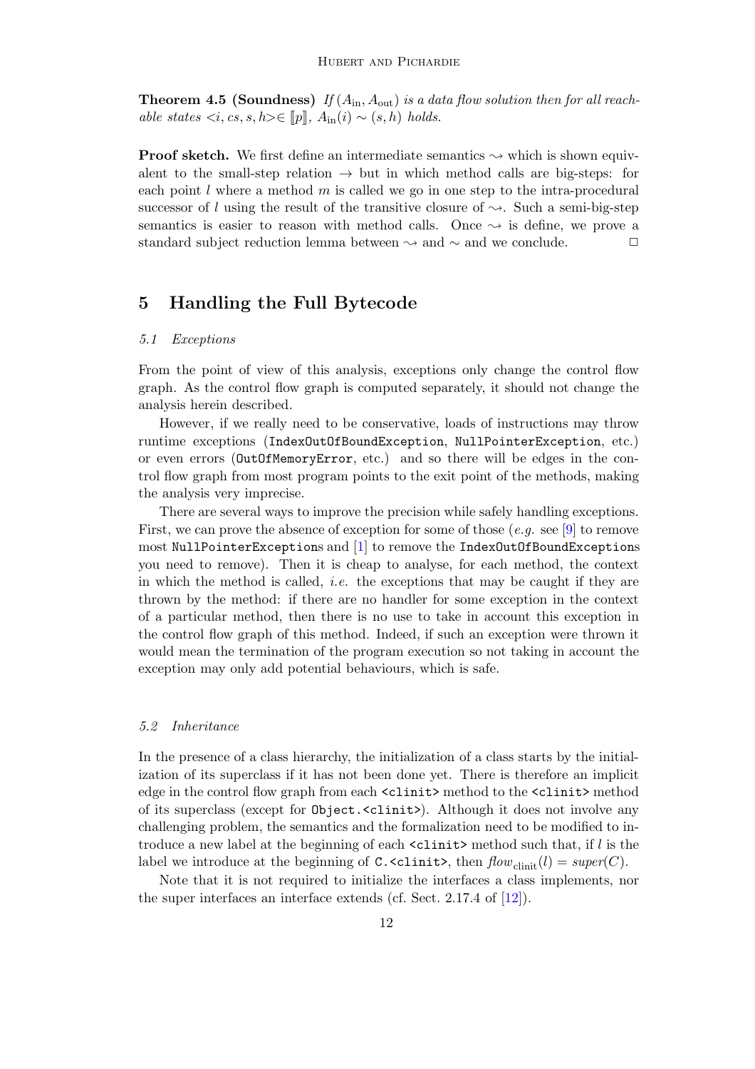**Theorem 4.5 (Soundness)** *If* $(A_{\text{in}}, A_{\text{out}})$ *is a data flow solution then for all reachable states* $<i, cs, s, h> \in [\![p]\!]$, $A_{\text{in}}(i) \sim (s, h)$ *holds.*

**Proof sketch.** We first define an intermediate semantics $\rightsquigarrow$ which is shown equivalent to the small-step relation $\rightarrow$ but in which method calls are big-steps: for each point $l$ where a method $m$ is called we go in one step to the intra-procedural successor of $l$ using the result of the transitive closure of $\rightsquigarrow$. Such a semi-big-step semantics is easier to reason with method calls. Once $\rightsquigarrow$ is define, we prove a standard subject reduction lemma between $\rightsquigarrow$ and $\sim$ and we conclude. □

## 5 Handling the Full Bytecode

### *5.1 Exceptions*

From the point of view of this analysis, exceptions only change the control flow graph. As the control flow graph is computed separately, it should not change the analysis herein described.

However, if we really need to be conservative, loads of instructions may throw runtime exceptions (`IndexOutOfBoundException`, `NullPointerException`, etc.) or even errors (`OutOfMemoryError`, etc.) and so there will be edges in the control flow graph from most program points to the exit point of the methods, making the analysis very imprecise.

There are several ways to improve the precision while safely handling exceptions. First, we can prove the absence of exception for some of those (*e.g.* see [9] to remove most `NullPointerException`s and [1] to remove the `IndexOutOfBoundException`s you need to remove). Then it is cheap to analyse, for each method, the context in which the method is called, *i.e.* the exceptions that may be caught if they are thrown by the method: if there are no handler for some exception in the context of a particular method, then there is no use to take in account this exception in the control flow graph of this method. Indeed, if such an exception were thrown it would mean the termination of the program execution so not taking in account the exception may only add potential behaviours, which is safe.

### *5.2 Inheritance*

In the presence of a class hierarchy, the initialization of a class starts by the initialization of its superclass if it has not been done yet. There is therefore an implicit edge in the control flow graph from each `<clinit>` method to the `<clinit>` method of its superclass (except for `Object.<clinit>`). Although it does not involve any challenging problem, the semantics and the formalization need to be modified to introduce a new label at the beginning of each `<clinit>` method such that, if $l$ is the label we introduce at the beginning of `C.<clinit>`, then $\mathit{flow}_{\text{clinit}}(l) = \mathit{super}(C)$.

Note that it is not required to initialize the interfaces a class implements, nor the super interfaces an interface extends (cf. Sect. 2.17.4 of [12]).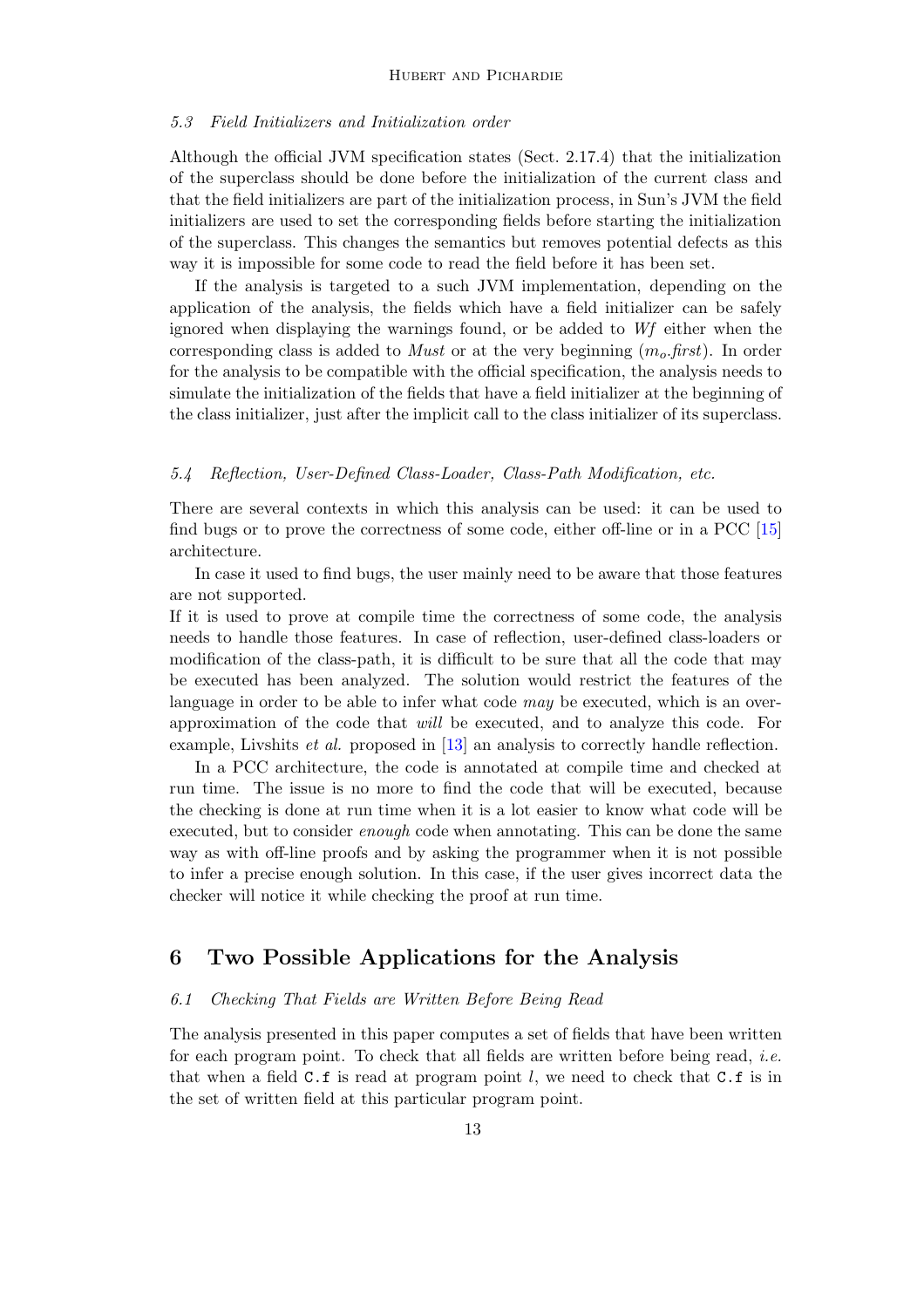### 5.3 Field Initializers and Initialization order

Although the official JVM specification states (Sect. 2.17.4) that the initialization of the superclass should be done before the initialization of the current class and that the field initializers are part of the initialization process, in Sun's JVM the field initializers are used to set the corresponding fields before starting the initialization of the superclass. This changes the semantics but removes potential defects as this way it is impossible for some code to read the field before it has been set.

If the analysis is targeted to a such JVM implementation, depending on the application of the analysis, the fields which have a field initializer can be safely ignored when displaying the warnings found, or be added to *Wf* either when the corresponding class is added to *Must* or at the very beginning ($m_o$.*first*). In order for the analysis to be compatible with the official specification, the analysis needs to simulate the initialization of the fields that have a field initializer at the beginning of the class initializer, just after the implicit call to the class initializer of its superclass.

### 5.4 Reflection, User-Defined Class-Loader, Class-Path Modification, etc.

There are several contexts in which this analysis can be used: it can be used to find bugs or to prove the correctness of some code, either off-line or in a PCC [15] architecture.

In case it used to find bugs, the user mainly need to be aware that those features are not supported.

If it is used to prove at compile time the correctness of some code, the analysis needs to handle those features. In case of reflection, user-defined class-loaders or modification of the class-path, it is difficult to be sure that all the code that may be executed has been analyzed. The solution would restrict the features of the language in order to be able to infer what code *may* be executed, which is an over-approximation of the code that *will* be executed, and to analyze this code. For example, Livshits *et al.* proposed in [13] an analysis to correctly handle reflection.

In a PCC architecture, the code is annotated at compile time and checked at run time. The issue is no more to find the code that will be executed, because the checking is done at run time when it is a lot easier to know what code will be executed, but to consider *enough* code when annotating. This can be done the same way as with off-line proofs and by asking the programmer when it is not possible to infer a precise enough solution. In this case, if the user gives incorrect data the checker will notice it while checking the proof at run time.

## 6 Two Possible Applications for the Analysis

### 6.1 Checking That Fields are Written Before Being Read

The analysis presented in this paper computes a set of fields that have been written for each program point. To check that all fields are written before being read, *i.e.* that when a field `C.f` is read at program point $l$, we need to check that `C.f` is in the set of written field at this particular program point.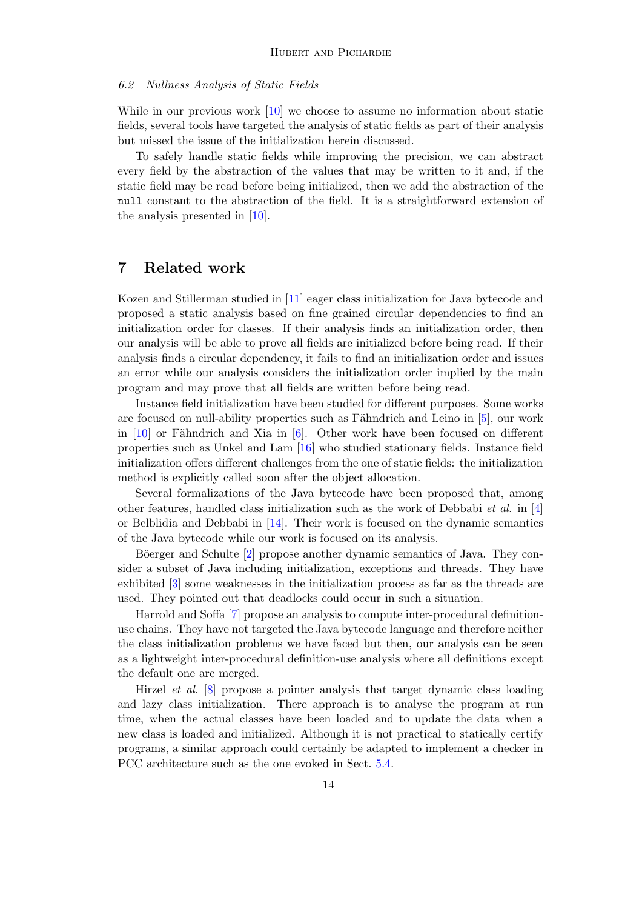### 6.2 *Nullness Analysis of Static Fields*

While in our previous work [10] we choose to assume no information about static fields, several tools have targeted the analysis of static fields as part of their analysis but missed the issue of the initialization herein discussed.

To safely handle static fields while improving the precision, we can abstract every field by the abstraction of the values that may be written to it and, if the static field may be read before being initialized, then we add the abstraction of the `null` constant to the abstraction of the field. It is a straightforward extension of the analysis presented in [10].

## 7 Related work

Kozen and Stillerman studied in [11] eager class initialization for Java bytecode and proposed a static analysis based on fine grained circular dependencies to find an initialization order for classes. If their analysis finds an initialization order, then our analysis will be able to prove all fields are initialized before being read. If their analysis finds a circular dependency, it fails to find an initialization order and issues an error while our analysis considers the initialization order implied by the main program and may prove that all fields are written before being read.

Instance field initialization have been studied for different purposes. Some works are focused on null-ability properties such as Fähndrich and Leino in [5], our work in [10] or Fähndrich and Xia in [6]. Other work have been focused on different properties such as Unkel and Lam [16] who studied stationary fields. Instance field initialization offers different challenges from the one of static fields: the initialization method is explicitly called soon after the object allocation.

Several formalizations of the Java bytecode have been proposed that, among other features, handled class initialization such as the work of Debbabi *et al.* in [4] or Belblidia and Debbabi in [14]. Their work is focused on the dynamic semantics of the Java bytecode while our work is focused on its analysis.

Böerger and Schulte [2] propose another dynamic semantics of Java. They consider a subset of Java including initialization, exceptions and threads. They have exhibited [3] some weaknesses in the initialization process as far as the threads are used. They pointed out that deadlocks could occur in such a situation.

Harrold and Soffa [7] propose an analysis to compute inter-procedural definition-use chains. They have not targeted the Java bytecode language and therefore neither the class initialization problems we have faced but then, our analysis can be seen as a lightweight inter-procedural definition-use analysis where all definitions except the default one are merged.

Hirzel *et al.* [8] propose a pointer analysis that target dynamic class loading and lazy class initialization. There approach is to analyse the program at run time, when the actual classes have been loaded and to update the data when a new class is loaded and initialized. Although it is not practical to statically certify programs, a similar approach could certainly be adapted to implement a checker in PCC architecture such as the one evoked in Sect. 5.4.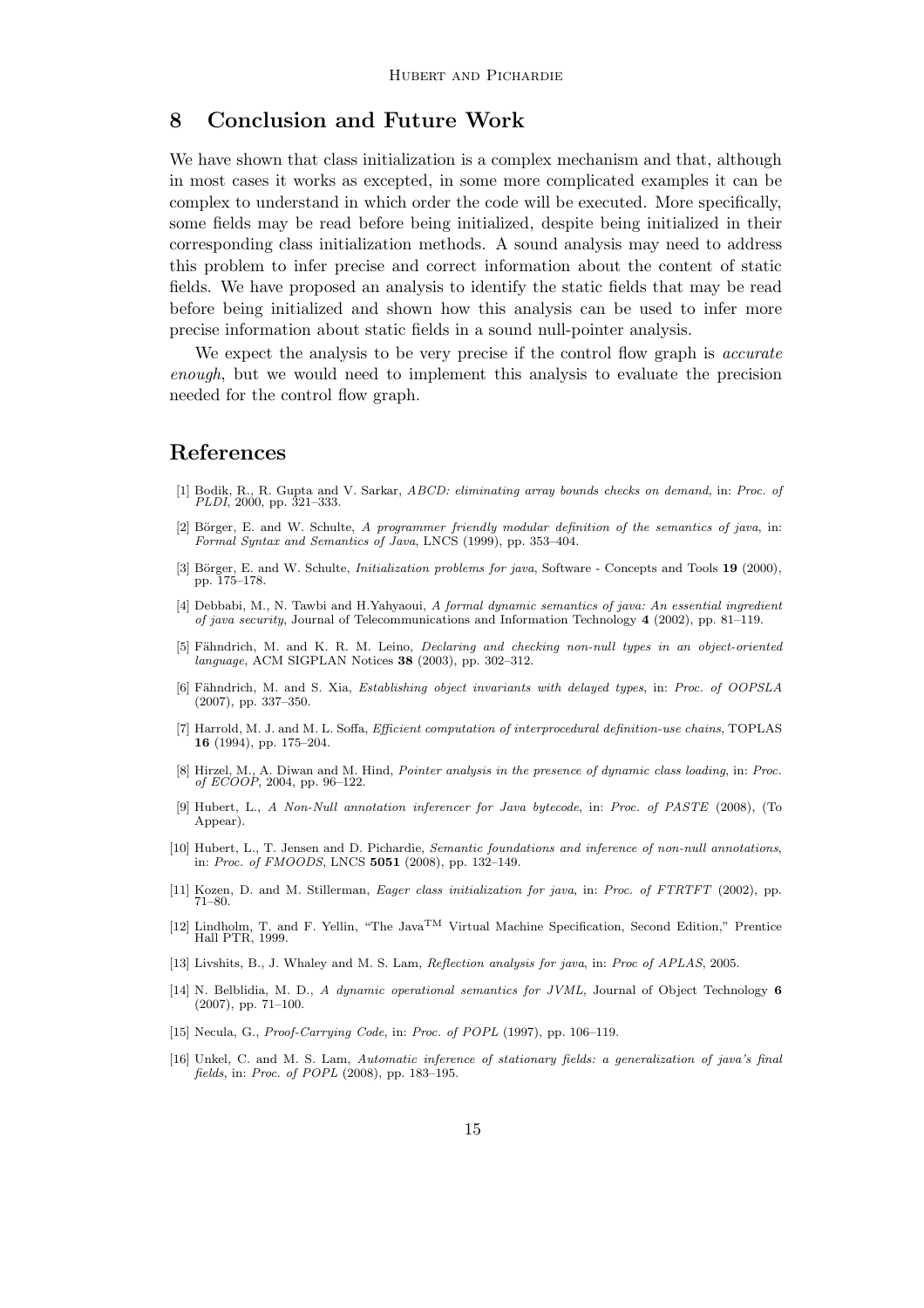## 8 Conclusion and Future Work

We have shown that class initialization is a complex mechanism and that, although in most cases it works as excepted, in some more complicated examples it can be complex to understand in which order the code will be executed. More specifically, some fields may be read before being initialized, despite being initialized in their corresponding class initialization methods. A sound analysis may need to address this problem to infer precise and correct information about the content of static fields. We have proposed an analysis to identify the static fields that may be read before being initialized and shown how this analysis can be used to infer more precise information about static fields in a sound null-pointer analysis.

We expect the analysis to be very precise if the control flow graph is *accurate enough*, but we would need to implement this analysis to evaluate the precision needed for the control flow graph.

## References

[1] Bodik, R., R. Gupta and V. Sarkar, *ABCD: eliminating array bounds checks on demand*, in: *Proc. of PLDI*, 2000, pp. 321–333.

[2] Börger, E. and W. Schulte, *A programmer friendly modular definition of the semantics of java*, in: *Formal Syntax and Semantics of Java*, LNCS (1999), pp. 353–404.

[3] Börger, E. and W. Schulte, *Initialization problems for java*, Software - Concepts and Tools **19** (2000), pp. 175–178.

[4] Debbabi, M., N. Tawbi and H.Yahyaoui, *A formal dynamic semantics of java: An essential ingredient of java security*, Journal of Telecommunications and Information Technology **4** (2002), pp. 81–119.

[5] Fähndrich, M. and K. R. M. Leino, *Declaring and checking non-null types in an object-oriented language*, ACM SIGPLAN Notices **38** (2003), pp. 302–312.

[6] Fähndrich, M. and S. Xia, *Establishing object invariants with delayed types*, in: *Proc. of OOPSLA* (2007), pp. 337–350.

[7] Harrold, M. J. and M. L. Soffa, *Efficient computation of interprocedural definition-use chains*, TOPLAS **16** (1994), pp. 175–204.

[8] Hirzel, M., A. Diwan and M. Hind, *Pointer analysis in the presence of dynamic class loading*, in: *Proc. of ECOOP*, 2004, pp. 96–122.

[9] Hubert, L., *A Non-Null annotation inferencer for Java bytecode*, in: *Proc. of PASTE* (2008), (To Appear).

[10] Hubert, L., T. Jensen and D. Pichardie, *Semantic foundations and inference of non-null annotations*, in: *Proc. of FMOODS*, LNCS **5051** (2008), pp. 132–149.

[11] Kozen, D. and M. Stillerman, *Eager class initialization for java*, in: *Proc. of FTRTFT* (2002), pp. 71–80.

[12] Lindholm, T. and F. Yellin, "The Java$^{TM}$ Virtual Machine Specification, Second Edition," Prentice Hall PTR, 1999.

[13] Livshits, B., J. Whaley and M. S. Lam, *Reflection analysis for java*, in: *Proc of APLAS*, 2005.

[14] N. Belblidia, M. D., *A dynamic operational semantics for JVML*, Journal of Object Technology **6** (2007), pp. 71–100.

[15] Necula, G., *Proof-Carrying Code*, in: *Proc. of POPL* (1997), pp. 106–119.

[16] Unkel, C. and M. S. Lam, *Automatic inference of stationary fields: a generalization of java's final fields*, in: *Proc. of POPL* (2008), pp. 183–195.